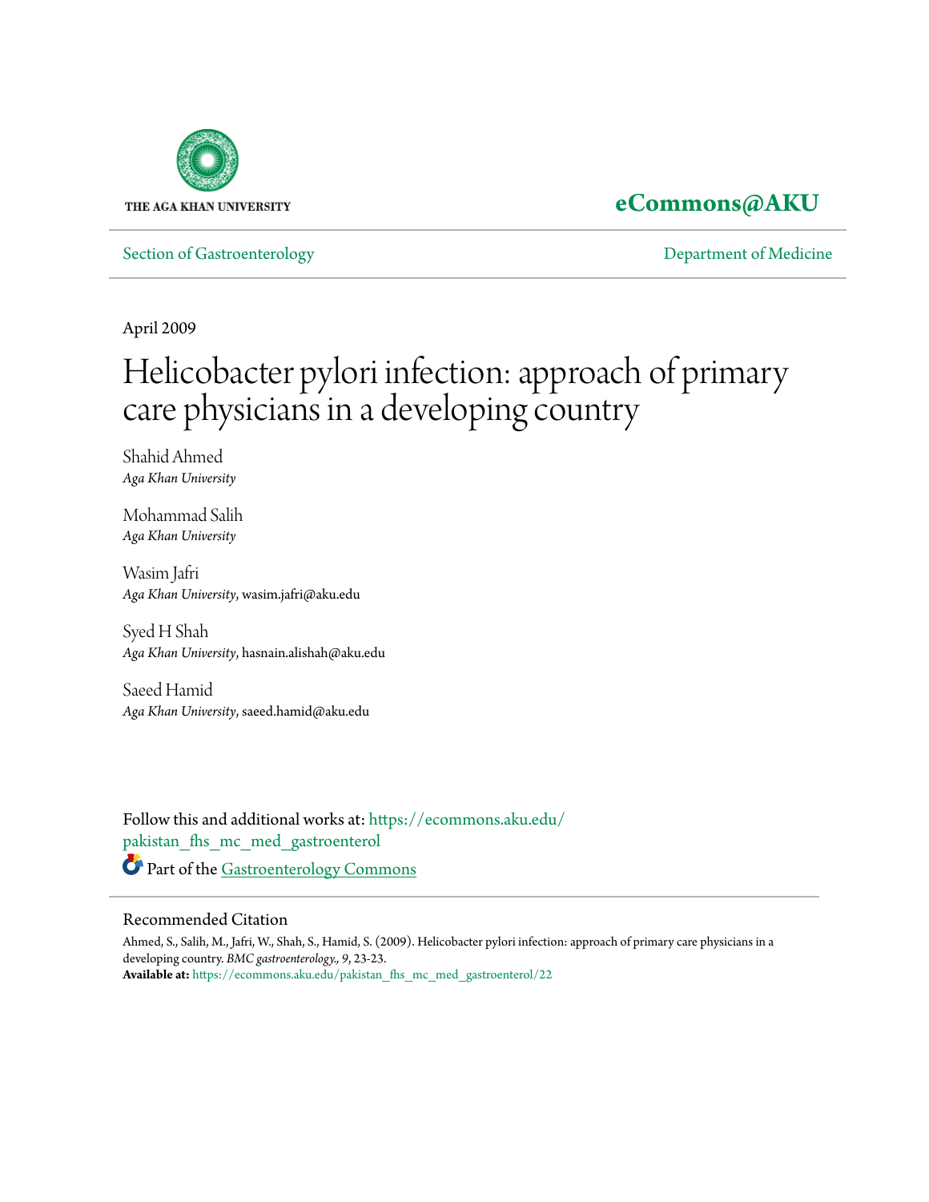THE AGA KHAN UNIVERSITY

**eCommons@AKU**

Section of Gastroenterology

Department of Medicine

April 2009

# Helicobacter pylori infection: approach of primary care physicians in a developing country

Shahid Ahmed
*Aga Khan University*

Mohammad Salih
*Aga Khan University*

Wasim Jafri
*Aga Khan University*, wasim.jafri@aku.edu

Syed H Shah
*Aga Khan University*, hasnain.alishah@aku.edu

Saeed Hamid
*Aga Khan University*, saeed.hamid@aku.edu

Follow this and additional works at: https://ecommons.aku.edu/pakistan_fhs_mc_med_gastroenterol

Part of the Gastroenterology Commons

## Recommended Citation

Ahmed, S., Salih, M., Jafri, W., Shah, S., Hamid, S. (2009). Helicobacter pylori infection: approach of primary care physicians in a developing country. *BMC gastroenterology.*, *9*, 23-23.
**Available at:** https://ecommons.aku.edu/pakistan_fhs_mc_med_gastroenterol/22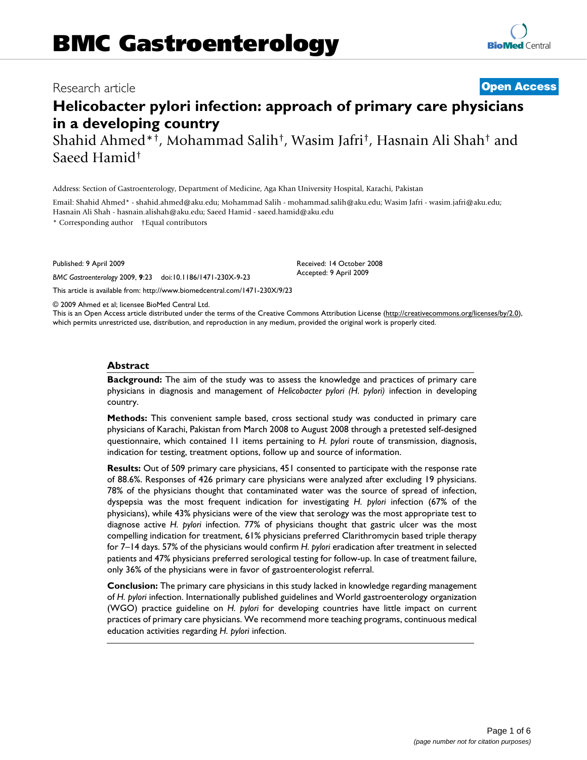# Helicobacter pylori infection: approach of primary care physicians in a developing country

Shahid Ahmed*†, Mohammad Salih†, Wasim Jafri†, Hasnain Ali Shah† and Saeed Hamid†

Address: Section of Gastroenterology, Department of Medicine, Aga Khan University Hospital, Karachi, Pakistan

Email: Shahid Ahmed* - shahid.ahmed@aku.edu; Mohammad Salih - mohammad.salih@aku.edu; Wasim Jafri - wasim.jafri@aku.edu; Hasnain Ali Shah - hasnain.alishah@aku.edu; Saeed Hamid - saeed.hamid@aku.edu

\* Corresponding author †Equal contributors

Published: 9 April 2009

*BMC Gastroenterology* 2009, **9**:23 doi:10.1186/1471-230X-9-23

Received: 14 October 2008
Accepted: 9 April 2009

This article is available from: http://www.biomedcentral.com/1471-230X/9/23

© 2009 Ahmed et al; licensee BioMed Central Ltd.

This is an Open Access article distributed under the terms of the Creative Commons Attribution License (http://creativecommons.org/licenses/by/2.0), which permits unrestricted use, distribution, and reproduction in any medium, provided the original work is properly cited.

## Abstract

**Background:** The aim of the study was to assess the knowledge and practices of primary care physicians in diagnosis and management of *Helicobacter pylori (H. pylori)* infection in developing country.

**Methods:** This convenient sample based, cross sectional study was conducted in primary care physicians of Karachi, Pakistan from March 2008 to August 2008 through a pretested self-designed questionnaire, which contained 11 items pertaining to *H. pylori* route of transmission, diagnosis, indication for testing, treatment options, follow up and source of information.

**Results:** Out of 509 primary care physicians, 451 consented to participate with the response rate of 88.6%. Responses of 426 primary care physicians were analyzed after excluding 19 physicians. 78% of the physicians thought that contaminated water was the source of spread of infection, dyspepsia was the most frequent indication for investigating *H. pylori* infection (67% of the physicians), while 43% physicians were of the view that serology was the most appropriate test to diagnose active *H. pylori* infection. 77% of physicians thought that gastric ulcer was the most compelling indication for treatment, 61% physicians preferred Clarithromycin based triple therapy for 7–14 days. 57% of the physicians would confirm *H. pylori* eradication after treatment in selected patients and 47% physicians preferred serological testing for follow-up. In case of treatment failure, only 36% of the physicians were in favor of gastroenterologist referral.

**Conclusion:** The primary care physicians in this study lacked in knowledge regarding management of *H. pylori* infection. Internationally published guidelines and World gastroenterology organization (WGO) practice guideline on *H. pylori* for developing countries have little impact on current practices of primary care physicians. We recommend more teaching programs, continuous medical education activities regarding *H. pylori* infection.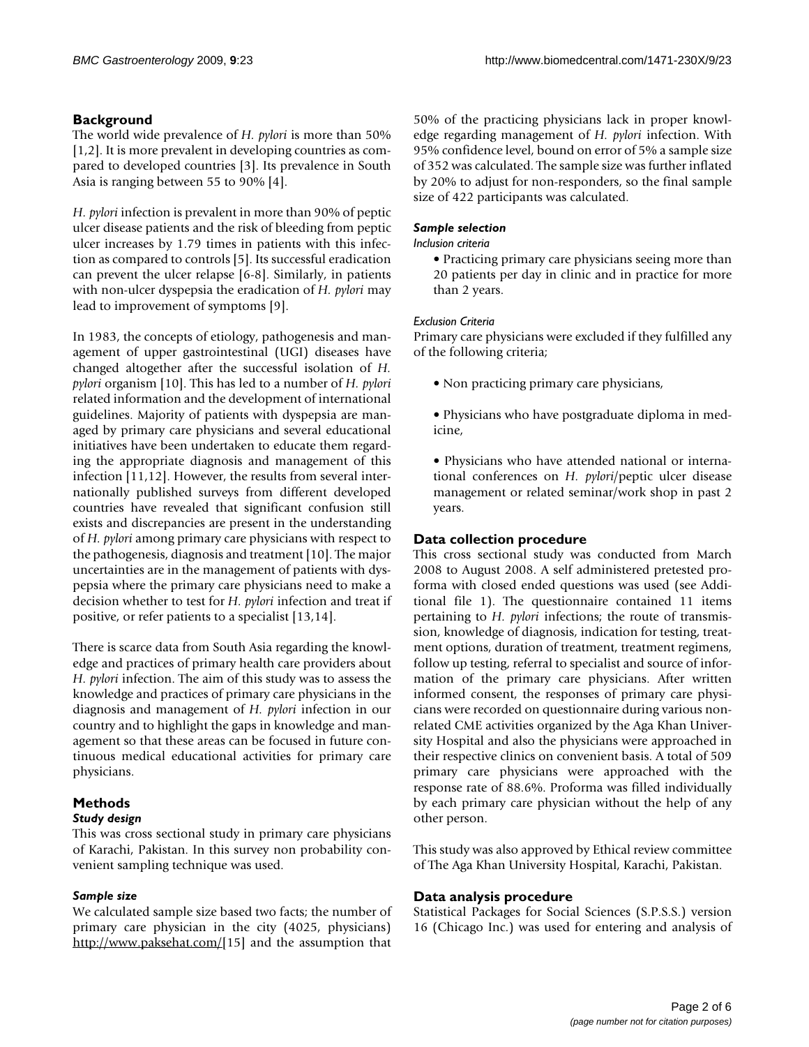## Background

The world wide prevalence of *H. pylori* is more than 50% [1,2]. It is more prevalent in developing countries as compared to developed countries [3]. Its prevalence in South Asia is ranging between 55 to 90% [4].

*H. pylori* infection is prevalent in more than 90% of peptic ulcer disease patients and the risk of bleeding from peptic ulcer increases by 1.79 times in patients with this infection as compared to controls [5]. Its successful eradication can prevent the ulcer relapse [6-8]. Similarly, in patients with non-ulcer dyspepsia the eradication of *H. pylori* may lead to improvement of symptoms [9].

In 1983, the concepts of etiology, pathogenesis and management of upper gastrointestinal (UGI) diseases have changed altogether after the successful isolation of *H. pylori* organism [10]. This has led to a number of *H. pylori* related information and the development of international guidelines. Majority of patients with dyspepsia are managed by primary care physicians and several educational initiatives have been undertaken to educate them regarding the appropriate diagnosis and management of this infection [11,12]. However, the results from several internationally published surveys from different developed countries have revealed that significant confusion still exists and discrepancies are present in the understanding of *H. pylori* among primary care physicians with respect to the pathogenesis, diagnosis and treatment [10]. The major uncertainties are in the management of patients with dyspepsia where the primary care physicians need to make a decision whether to test for *H. pylori* infection and treat if positive, or refer patients to a specialist [13,14].

There is scarce data from South Asia regarding the knowledge and practices of primary health care providers about *H. pylori* infection. The aim of this study was to assess the knowledge and practices of primary care physicians in the diagnosis and management of *H. pylori* infection in our country and to highlight the gaps in knowledge and management so that these areas can be focused in future continuous medical educational activities for primary care physicians.

## Methods

### *Study design*

This was cross sectional study in primary care physicians of Karachi, Pakistan. In this survey non probability convenient sampling technique was used.

### *Sample size*

We calculated sample size based two facts; the number of primary care physician in the city (4025, physicians) http://www.paksehat.com/[15] and the assumption that 50% of the practicing physicians lack in proper knowledge regarding management of *H. pylori* infection. With 95% confidence level, bound on error of 5% a sample size of 352 was calculated. The sample size was further inflated by 20% to adjust for non-responders, so the final sample size of 422 participants was calculated.

### *Sample selection*

*Inclusion criteria*

- Practicing primary care physicians seeing more than 20 patients per day in clinic and in practice for more than 2 years.

*Exclusion Criteria*

Primary care physicians were excluded if they fulfilled any of the following criteria;

- Non practicing primary care physicians,
- Physicians who have postgraduate diploma in medicine,
- Physicians who have attended national or international conferences on *H. pylori*/peptic ulcer disease management or related seminar/work shop in past 2 years.

## Data collection procedure

This cross sectional study was conducted from March 2008 to August 2008. A self administered pretested proforma with closed ended questions was used (see Additional file 1). The questionnaire contained 11 items pertaining to *H. pylori* infections; the route of transmission, knowledge of diagnosis, indication for testing, treatment options, duration of treatment, treatment regimens, follow up testing, referral to specialist and source of information of the primary care physicians. After written informed consent, the responses of primary care physicians were recorded on questionnaire during various non-related CME activities organized by the Aga Khan University Hospital and also the physicians were approached in their respective clinics on convenient basis. A total of 509 primary care physicians were approached with the response rate of 88.6%. Proforma was filled individually by each primary care physician without the help of any other person.

This study was also approved by Ethical review committee of The Aga Khan University Hospital, Karachi, Pakistan.

## Data analysis procedure

Statistical Packages for Social Sciences (S.P.S.S.) version 16 (Chicago Inc.) was used for entering and analysis of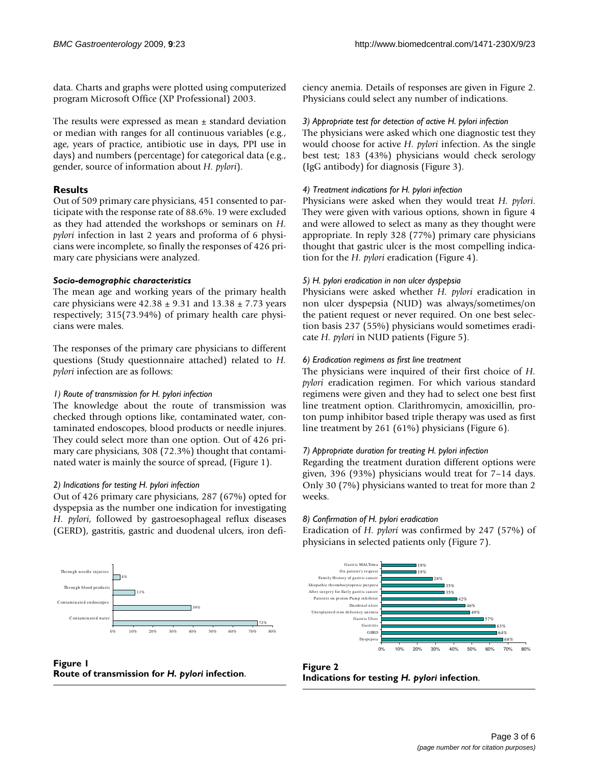data. Charts and graphs were plotted using computerized program Microsoft Office (XP Professional) 2003.

The results were expressed as mean ± standard deviation or median with ranges for all continuous variables (e.g., age, years of practice, antibiotic use in days, PPI use in days) and numbers (percentage) for categorical data (e.g., gender, source of information about *H. pylori*).

## Results

Out of 509 primary care physicians, 451 consented to participate with the response rate of 88.6%. 19 were excluded as they had attended the workshops or seminars on *H. pylori* infection in last 2 years and proforma of 6 physicians were incomplete, so finally the responses of 426 primary care physicians were analyzed.

### *Socio-demographic characteristics*

The mean age and working years of the primary health care physicians were 42.38 ± 9.31 and 13.38 ± 7.73 years respectively; 315(73.94%) of primary health care physicians were males.

The responses of the primary care physicians to different questions (Study questionnaire attached) related to *H. pylori* infection are as follows:

#### *1) Route of transmission for H. pylori infection*

The knowledge about the route of transmission was checked through options like, contaminated water, contaminated endoscopes, blood products or needle injures. They could select more than one option. Out of 426 primary care physicians, 308 (72.3%) thought that contaminated water is mainly the source of spread, (Figure 1).

#### *2) Indications for testing H. pylori infection*

Out of 426 primary care physicians, 287 (67%) opted for dyspepsia as the number one indication for investigating *H. pylori*, followed by gastroesophageal reflux diseases (GERD), gastritis, gastric and duodenal ulcers, iron deficiency anemia. Details of responses are given in Figure 2. Physicians could select any number of indications.

#### *3) Appropriate test for detection of active H. pylori infection*

The physicians were asked which one diagnostic test they would choose for active *H. pylori* infection. As the single best test; 183 (43%) physicians would check serology (IgG antibody) for diagnosis (Figure 3).

#### *4) Treatment indications for H. pylori infection*

Physicians were asked when they would treat *H. pylori*. They were given with various options, shown in figure 4 and were allowed to select as many as they thought were appropriate. In reply 328 (77%) primary care physicians thought that gastric ulcer is the most compelling indication for the *H. pylori* eradication (Figure 4).

#### *5) H. pylori eradication in non ulcer dyspepsia*

Physicians were asked whether *H. pylori* eradication in non ulcer dyspepsia (NUD) was always/sometimes/on the patient request or never required. On one best selection basis 237 (55%) physicians would sometimes eradicate *H. pylori* in NUD patients (Figure 5).

#### *6) Eradication regimens as first line treatment*

The physicians were inquired of their first choice of *H. pylori* eradication regimen. For which various standard regimens were given and they had to select one best first line treatment option. Clarithromycin, amoxicillin, proton pump inhibitor based triple therapy was used as first line treatment by 261 (61%) physicians (Figure 6).

#### *7) Appropriate duration for treating H. pylori infection*

Regarding the treatment duration different options were given, 396 (93%) physicians would treat for 7–14 days. Only 30 (7%) physicians wanted to treat for more than 2 weeks.

#### *8) Confirmation of H. pylori eradication*

Eradication of *H. pylori* was confirmed by 247 (57%) of physicians in selected patients only (Figure 7).

**Figure 1**
**Route of transmission for *H. pylori* infection.**

**Figure 2**
**Indications for testing *H. pylori* infection.**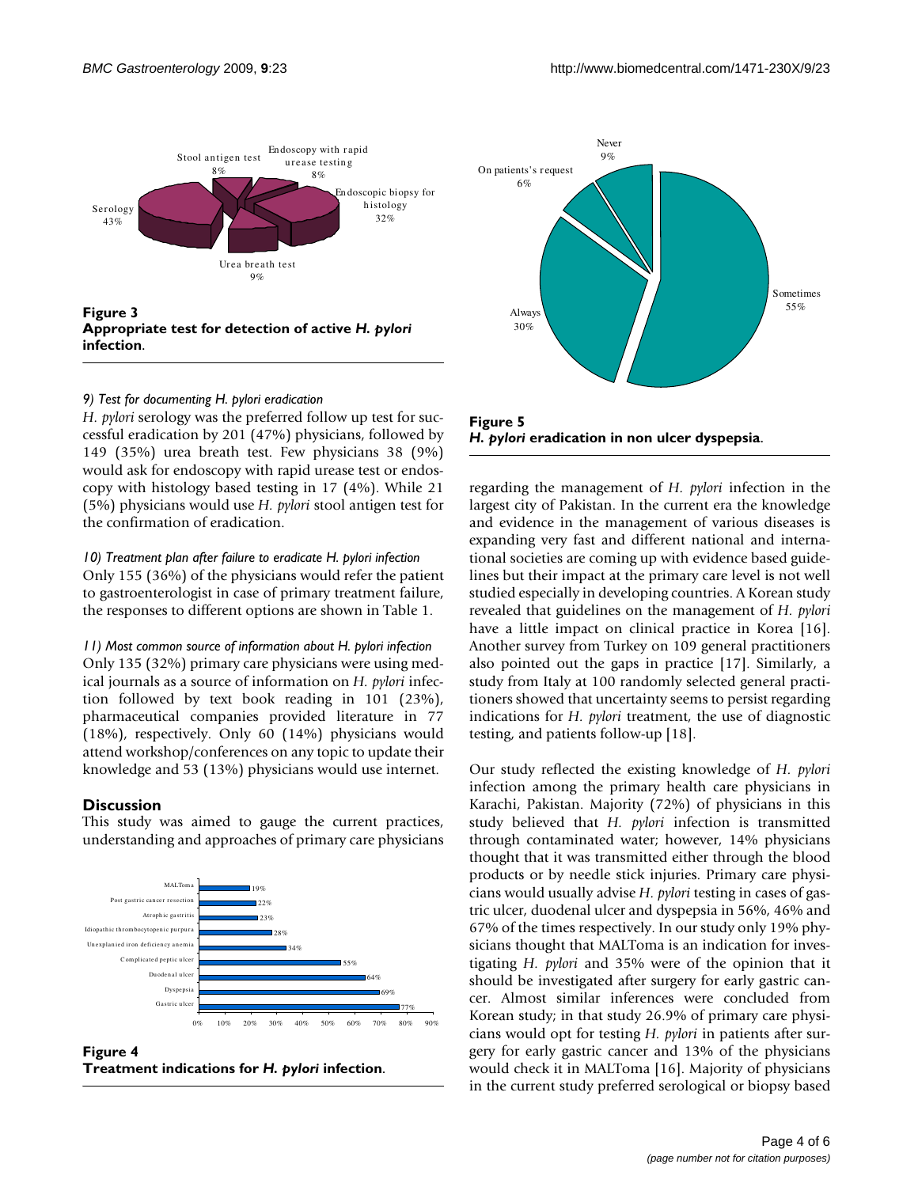**Figure 3**
**Appropriate test for detection of active *H. pylori* infection.**

*9) Test for documenting H. pylori eradication*

*H. pylori* serology was the preferred follow up test for successful eradication by 201 (47%) physicians, followed by 149 (35%) urea breath test. Few physicians 38 (9%) would ask for endoscopy with rapid urease test or endoscopy with histology based testing in 17 (4%). While 21 (5%) physicians would use *H. pylori* stool antigen test for the confirmation of eradication.

*10) Treatment plan after failure to eradicate H. pylori infection*

Only 155 (36%) of the physicians would refer the patient to gastroenterologist in case of primary treatment failure, the responses to different options are shown in Table 1.

*11) Most common source of information about H. pylori infection*

Only 135 (32%) primary care physicians were using medical journals as a source of information on *H. pylori* infection followed by text book reading in 101 (23%), pharmaceutical companies provided literature in 77 (18%), respectively. Only 60 (14%) physicians would attend workshop/conferences on any topic to update their knowledge and 53 (13%) physicians would use internet.

## Discussion

This study was aimed to gauge the current practices, understanding and approaches of primary care physicians regarding the management of *H. pylori* infection in the largest city of Pakistan. In the current era the knowledge and evidence in the management of various diseases is expanding very fast and different national and international societies are coming up with evidence based guidelines but their impact at the primary care level is not well studied especially in developing countries. A Korean study revealed that guidelines on the management of *H. pylori* have a little impact on clinical practice in Korea [16]. Another survey from Turkey on 109 general practitioners also pointed out the gaps in practice [17]. Similarly, a study from Italy at 100 randomly selected general practitioners showed that uncertainty seems to persist regarding indications for *H. pylori* treatment, the use of diagnostic testing, and patients follow-up [18].

**Figure 4**
**Treatment indications for *H. pylori* infection.**

**Figure 5**
***H. pylori* eradication in non ulcer dyspepsia.**

Our study reflected the existing knowledge of *H. pylori* infection among the primary health care physicians in Karachi, Pakistan. Majority (72%) of physicians in this study believed that *H. pylori* infection is transmitted through contaminated water; however, 14% physicians thought that it was transmitted either through the blood products or by needle stick injuries. Primary care physicians would usually advise *H. pylori* testing in cases of gastric ulcer, duodenal ulcer and dyspepsia in 56%, 46% and 67% of the times respectively. In our study only 19% physicians thought that MALToma is an indication for investigating *H. pylori* and 35% were of the opinion that it should be investigated after surgery for early gastric cancer. Almost similar inferences were concluded from Korean study; in that study 26.9% of primary care physicians would opt for testing *H. pylori* in patients after surgery for early gastric cancer and 13% of the physicians would check it in MALToma [16]. Majority of physicians in the current study preferred serological or biopsy based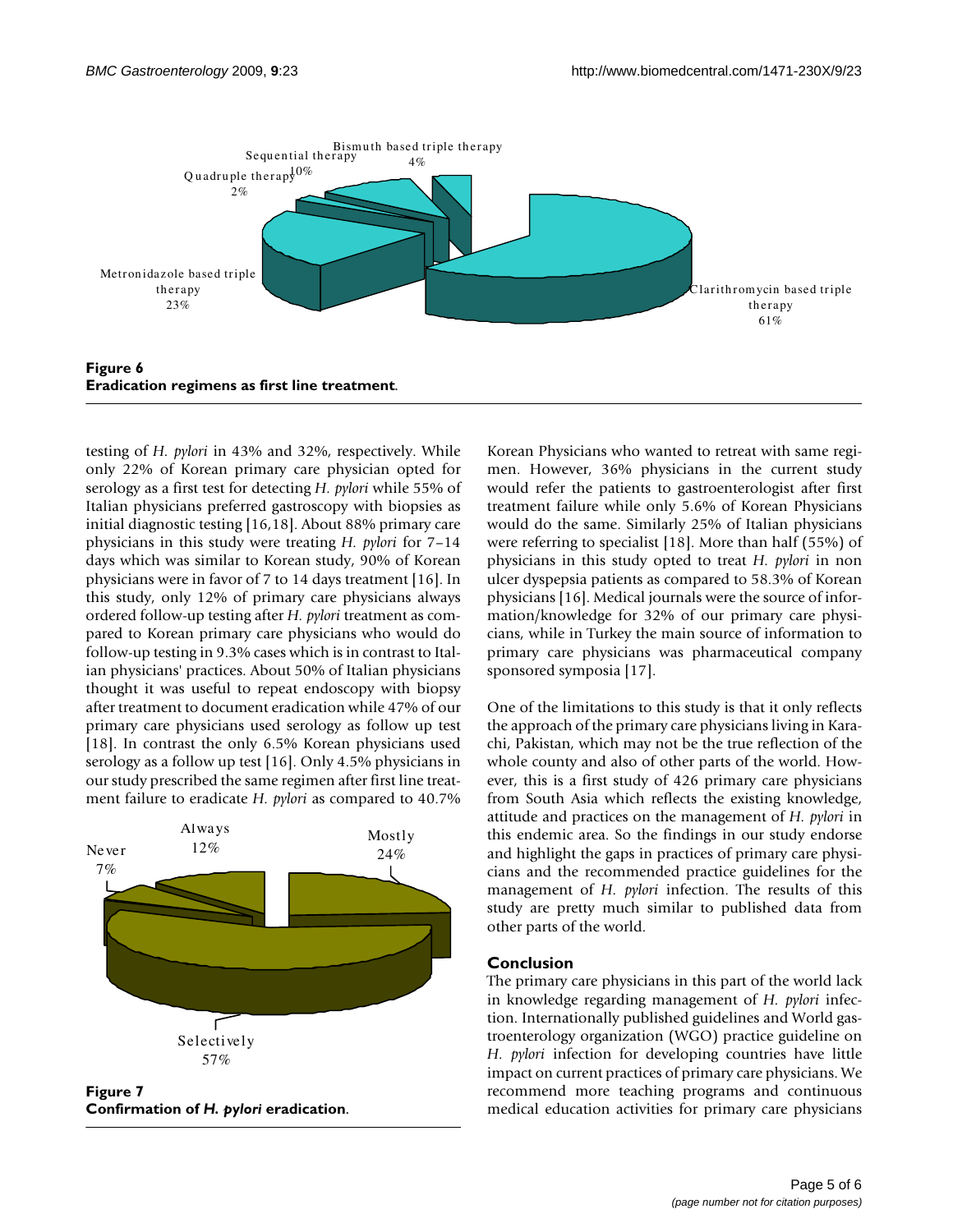Figure 6
**Eradication regimens as first line treatment.**

testing of *H. pylori* in 43% and 32%, respectively. While only 22% of Korean primary care physician opted for serology as a first test for detecting *H. pylori* while 55% of Italian physicians preferred gastroscopy with biopsies as initial diagnostic testing [16,18]. About 88% primary care physicians in this study were treating *H. pylori* for 7–14 days which was similar to Korean study, 90% of Korean physicians were in favor of 7 to 14 days treatment [16]. In this study, only 12% of primary care physicians always ordered follow-up testing after *H. pylori* treatment as compared to Korean primary care physicians who would do follow-up testing in 9.3% cases which is in contrast to Italian physicians' practices. About 50% of Italian physicians thought it was useful to repeat endoscopy with biopsy after treatment to document eradication while 47% of our primary care physicians used serology as follow up test [18]. In contrast the only 6.5% Korean physicians used serology as a follow up test [16]. Only 4.5% physicians in our study prescribed the same regimen after first line treatment failure to eradicate *H. pylori* as compared to 40.7%

Figure 7
**Confirmation of *H. pylori* eradication.**

Korean Physicians who wanted to retreat with same regimen. However, 36% physicians in the current study would refer the patients to gastroenterologist after first treatment failure while only 5.6% of Korean Physicians would do the same. Similarly 25% of Italian physicians were referring to specialist [18]. More than half (55%) of physicians in this study opted to treat *H. pylori* in non ulcer dyspepsia patients as compared to 58.3% of Korean physicians [16]. Medical journals were the source of information/knowledge for 32% of our primary care physicians, while in Turkey the main source of information to primary care physicians was pharmaceutical company sponsored symposia [17].

One of the limitations to this study is that it only reflects the approach of the primary care physicians living in Karachi, Pakistan, which may not be the true reflection of the whole county and also of other parts of the world. However, this is a first study of 426 primary care physicians from South Asia which reflects the existing knowledge, attitude and practices on the management of *H. pylori* in this endemic area. So the findings in our study endorse and highlight the gaps in practices of primary care physicians and the recommended practice guidelines for the management of *H. pylori* infection. The results of this study are pretty much similar to published data from other parts of the world.

## Conclusion

The primary care physicians in this part of the world lack in knowledge regarding management of *H. pylori* infection. Internationally published guidelines and World gastroenterology organization (WGO) practice guideline on *H. pylori* infection for developing countries have little impact on current practices of primary care physicians. We recommend more teaching programs and continuous medical education activities for primary care physicians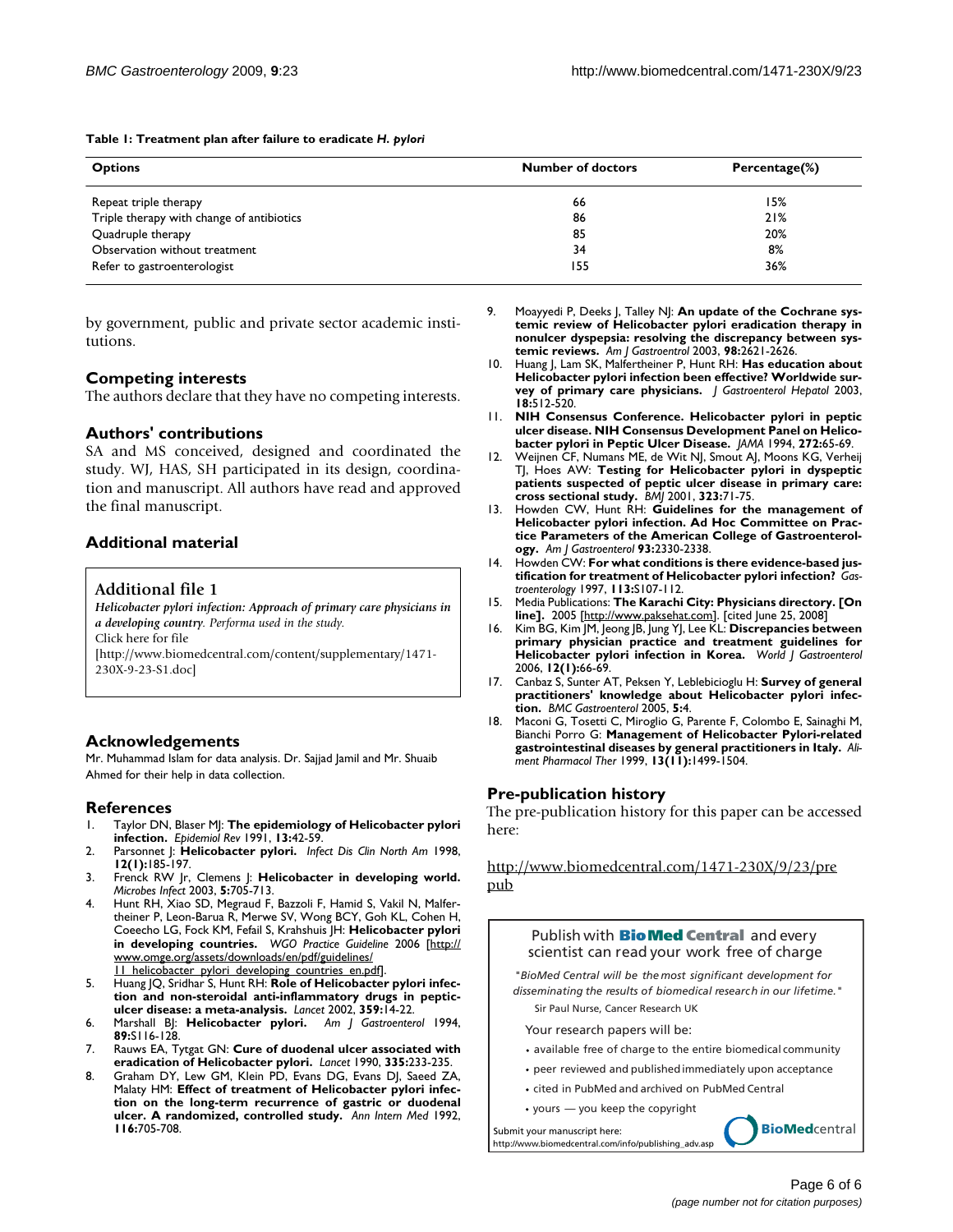**Table 1: Treatment plan after failure to eradicate *H. pylori***

| Options | Number of doctors | Percentage(%) |
| --- | --- | --- |
| Repeat triple therapy | 66 | 15% |
| Triple therapy with change of antibiotics | 86 | 21% |
| Quadruple therapy | 85 | 20% |
| Observation without treatment | 34 | 8% |
| Refer to gastroenterologist | 155 | 36% |

by government, public and private sector academic institutions.

## Competing interests

The authors declare that they have no competing interests.

## Authors' contributions

SA and MS conceived, designed and coordinated the study. WJ, HAS, SH participated in its design, coordination and manuscript. All authors have read and approved the final manuscript.

## Additional material

### Additional file 1

*Helicobacter pylori infection: Approach of primary care physicians in a developing country. Performa used in the study.*
Click here for file
[http://www.biomedcentral.com/content/supplementary/1471-230X-9-23-S1.doc]

## Acknowledgements

Mr. Muhammad Islam for data analysis. Dr. Sajjad Jamil and Mr. Shuaib Ahmed for their help in data collection.

## References

1. Taylor DN, Blaser MJ: **The epidemiology of Helicobacter pylori infection.** *Epidemiol Rev* 1991, **13:**42-59.
2. Parsonnet J: **Helicobacter pylori.** *Infect Dis Clin North Am* 1998, **12(1):**185-197.
3. Frenck RW Jr, Clemens J: **Helicobacter in developing world.** *Microbes Infect* 2003, **5:**705-713.
4. Hunt RH, Xiao SD, Megraud F, Bazzoli F, Hamid S, Vakil N, Malfertheiner P, Leon-Barua R, Merwe SV, Wong BCY, Goh KL, Cohen H, Coeecho LG, Fock KM, Fefail S, Krahshuis JH: **Helicobacter pylori in developing countries.** *WGO Practice Guideline* 2006 [http://www.omge.org/assets/downloads/en/pdf/guidelines/11_helicobacter_pylori_developing_countries_en.pdf].
5. Huang JQ, Sridhar S, Hunt RH: **Role of Helicobacter pylori infection and non-steroidal anti-inflammatory drugs in peptic-ulcer disease: a meta-analysis.** *Lancet* 2002, **359:**14-22.
6. Marshall BJ: **Helicobacter pylori.** *Am J Gastroenterol* 1994, **89:**S116-128.
7. Rauws EA, Tytgat GN: **Cure of duodenal ulcer associated with eradication of Helicobacter pylori.** *Lancet* 1990, **335:**233-235.
8. Graham DY, Lew GM, Klein PD, Evans DG, Evans DJ, Saeed ZA, Malaty HM: **Effect of treatment of Helicobacter pylori infection on the long-term recurrence of gastric or duodenal ulcer. A randomized, controlled study.** *Ann Intern Med* 1992, **116:**705-708.
9. Moayyedi P, Deeks J, Talley NJ: **An update of the Cochrane systemic review of Helicobacter pylori eradication therapy in nonulcer dyspepsia: resolving the discrepancy between systemic reviews.** *Am J Gastroentrol* 2003, **98:**2621-2626.
10. Huang J, Lam SK, Malfertheiner P, Hunt RH: **Has education about Helicobacter pylori infection been effective? Worldwide survey of primary care physicians.** *J Gastroenterol Hepatol* 2003, **18:**512-520.
11. **NIH Consensus Conference. Helicobacter pylori in peptic ulcer disease. NIH Consensus Development Panel on Helicobacter pylori in Peptic Ulcer Disease.** *JAMA* 1994, **272:**65-69.
12. Weijnen CF, Numans ME, de Wit NJ, Smout AJ, Moons KG, Verheij TJ, Hoes AW: **Testing for Helicobacter pylori in dyspeptic patients suspected of peptic ulcer disease in primary care: cross sectional study.** *BMJ* 2001, **323:**71-75.
13. Howden CW, Hunt RH: **Guidelines for the management of Helicobacter pylori infection. Ad Hoc Committee on Practice Parameters of the American College of Gastroenterology.** *Am J Gastroenterol* **93:**2330-2338.
14. Howden CW: **For what conditions is there evidence-based justification for treatment of Helicobacter pylori infection?** *Gastroenterology* 1997, **113:**S107-112.
15. Media Publications: **The Karachi City: Physicians directory. [On line].** 2005 [http://www.paksehat.com]. [cited June 25, 2008]
16. Kim BG, Kim JM, Jeong JB, Jung YJ, Lee KL: **Discrepancies between primary physician practice and treatment guidelines for Helicobacter pylori infection in Korea.** *World J Gastroenterol* 2006, **12(1):**66-69.
17. Canbaz S, Sunter AT, Peksen Y, Leblebicioglu H: **Survey of general practitioners' knowledge about Helicobacter pylori infection.** *BMC Gastroenterol* 2005, **5:**4.
18. Maconi G, Tosetti C, Miroglio G, Parente F, Colombo E, Sainaghi M, Bianchi Porro G: **Management of Helicobacter Pylori-related gastrointestinal diseases by general practitioners in Italy.** *Aliment Pharmacol Ther* 1999, **13(11):**1499-1504.

## Pre-publication history

The pre-publication history for this paper can be accessed here:

http://www.biomedcentral.com/1471-230X/9/23/prepub

Publish with **BioMed Central** and every scientist can read your work free of charge

*"BioMed Central will be the most significant development for disseminating the results of biomedical research in our lifetime."*
Sir Paul Nurse, Cancer Research UK

Your research papers will be:

- available free of charge to the entire biomedical community
- peer reviewed and published immediately upon acceptance
- cited in PubMed and archived on PubMed Central
- yours — you keep the copyright

Submit your manuscript here:
http://www.biomedcentral.com/info/publishing_adv.asp

**BioMed**central